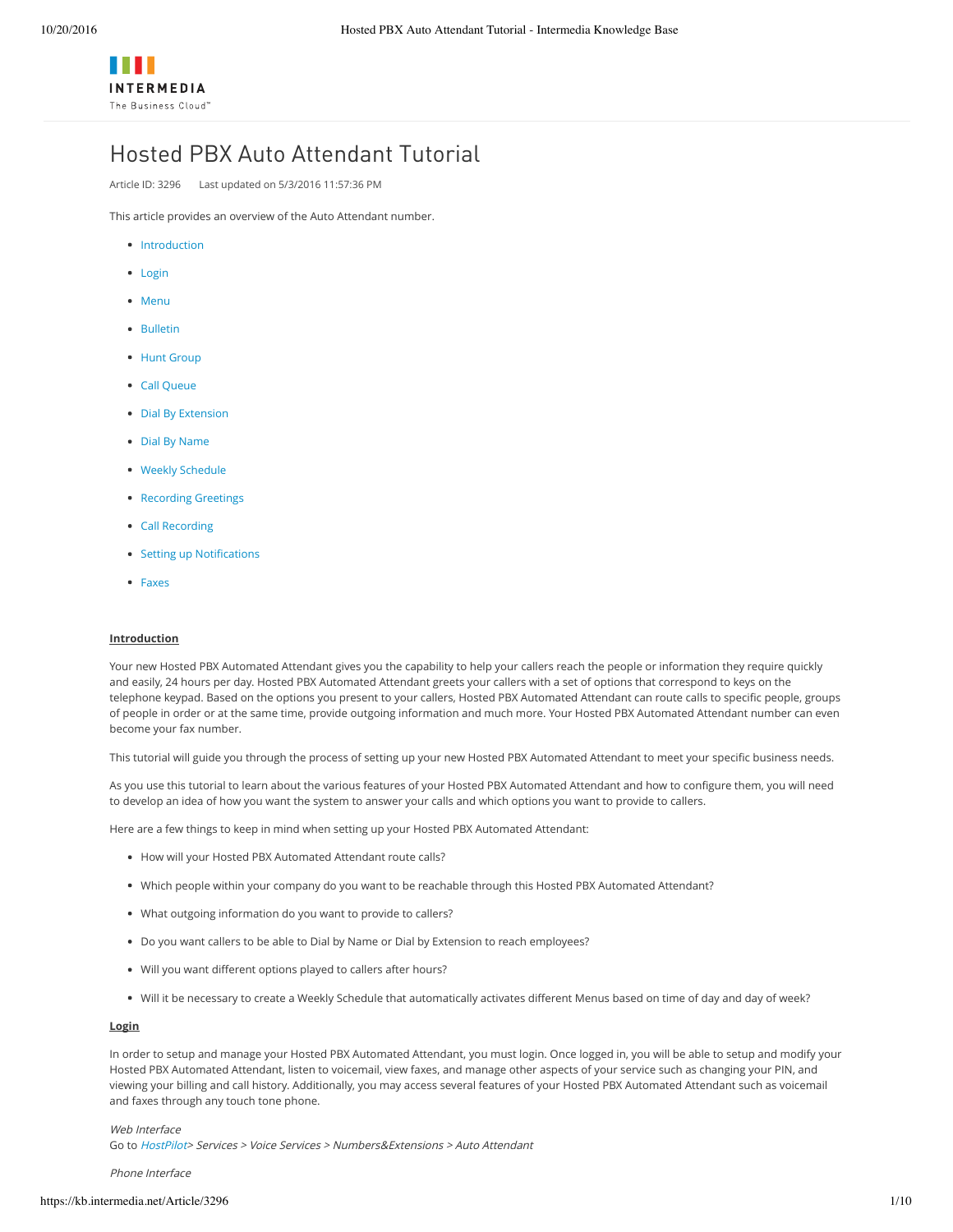# Hosted PBX Auto Attendant Tutorial

Article ID: 3296    Last updated on 5/3/2016 11:57:36 PM

This article provides an overview of the Auto Attendant number.

- Introduction
- Login
- Menu
- Bulletin
- Hunt Group
- Call Queue
- Dial By Extension
- Dial By Name
- Weekly Schedule
- Recording Greetings
- Call Recording
- Setting up Notifications
- Faxes

## Introduction

Your new Hosted PBX Automated Attendant gives you the capability to help your callers reach the people or information they require quickly and easily, 24 hours per day. Hosted PBX Automated Attendant greets your callers with a set of options that correspond to keys on the telephone keypad. Based on the options you present to your callers, Hosted PBX Automated Attendant can route calls to specific people, groups of people in order or at the same time, provide outgoing information and much more. Your Hosted PBX Automated Attendant number can even become your fax number.

This tutorial will guide you through the process of setting up your new Hosted PBX Automated Attendant to meet your specific business needs.

As you use this tutorial to learn about the various features of your Hosted PBX Automated Attendant and how to configure them, you will need to develop an idea of how you want the system to answer your calls and which options you want to provide to callers.

Here are a few things to keep in mind when setting up your Hosted PBX Automated Attendant:

- How will your Hosted PBX Automated Attendant route calls?
- Which people within your company do you want to be reachable through this Hosted PBX Automated Attendant?
- What outgoing information do you want to provide to callers?
- Do you want callers to be able to Dial by Name or Dial by Extension to reach employees?
- Will you want different options played to callers after hours?
- Will it be necessary to create a Weekly Schedule that automatically activates different Menus based on time of day and day of week?

## Login

In order to setup and manage your Hosted PBX Automated Attendant, you must login. Once logged in, you will be able to setup and modify your Hosted PBX Automated Attendant, listen to voicemail, view faxes, and manage other aspects of your service such as changing your PIN, and viewing your billing and call history. Additionally, you may access several features of your Hosted PBX Automated Attendant such as voicemail and faxes through any touch tone phone.

*Web Interface*

Go to *HostPilot> Services > Voice Services > Numbers&Extensions > Auto Attendant*

*Phone Interface*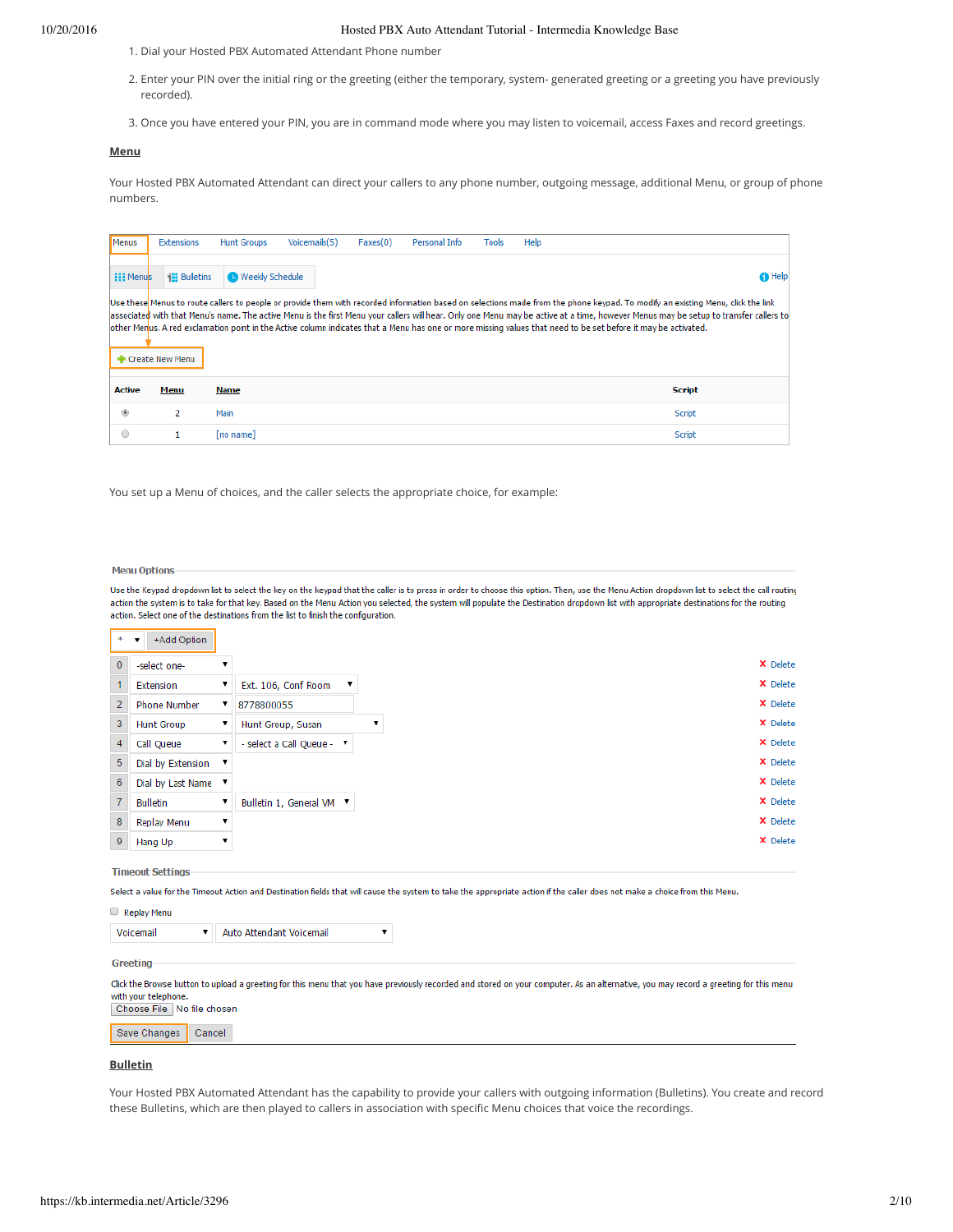1. Dial your Hosted PBX Automated Attendant Phone number

2. Enter your PIN over the initial ring or the greeting (either the temporary, system- generated greeting or a greeting you have previously recorded).

3. Once you have entered your PIN, you are in command mode where you may listen to voicemail, access Faxes and record greetings.

**Menu**

Your Hosted PBX Automated Attendant can direct your callers to any phone number, outgoing message, additional Menu, or group of phone numbers.

Menus | Extensions | Hunt Groups | Voicemails(5) | Faxes(0) | Personal Info | Tools | Help

Menus | Bulletins | Weekly Schedule | Help

Use these Menus to route callers to people or provide them with recorded information based on selections made from the phone keypad. To modify an existing Menu, click the link associated with that Menu's name. The active Menu is the first Menu your callers will hear. Only one Menu may be active at a time, however Menus may be setup to transfer callers to other Menus. A red exclamation point in the Active column indicates that a Menu has one or more missing values that need to be set before it may be activated.

Create New Menu

| Active | Menu | Name | Script |
|---|---|---|---|
| ◉ | 2 | Main | Script |
| ○ | 1 | [no name] | Script |

You set up a Menu of choices, and the caller selects the appropriate choice, for example:

**Menu Options**

Use the Keypad dropdown list to select the key on the keypad that the caller is to press in order to choose this option. Then, use the Menu Action dropdown list to select the call routing action the system is to take for that key. Based on the Menu Action you selected, the system will populate the Destination dropdown list with appropriate destinations for the routing action. Select one of the destinations from the list to finish the configuration.

* | +Add Option

| Key | Menu Action | Destination | |
|---|---|---|---|
| 0 | -select one- | | Delete |
| 1 | Extension | Ext. 106, Conf Room | Delete |
| 2 | Phone Number | 8778800055 | Delete |
| 3 | Hunt Group | Hunt Group, Susan | Delete |
| 4 | Call Queue | - select a Call Queue - | Delete |
| 5 | Dial by Extension | | Delete |
| 6 | Dial by Last Name | | Delete |
| 7 | Bulletin | Bulletin 1, General VM | Delete |
| 8 | Replay Menu | | Delete |
| 9 | Hang Up | | Delete |

**Timeout Settings**

Select a value for the Timeout Action and Destination fields that will cause the system to take the appropriate action if the caller does not make a choice from this Menu.

☐ Replay Menu

Voicemail | Auto Attendant Voicemail

**Greeting**

Click the Browse button to upload a greeting for this menu that you have previously recorded and stored on your computer. As an alternative, you may record a greeting for this menu with your telephone.

Choose File | No file chosen

Save Changes | Cancel

**Bulletin**

Your Hosted PBX Automated Attendant has the capability to provide your callers with outgoing information (Bulletins). You create and record these Bulletins, which are then played to callers in association with specific Menu choices that voice the recordings.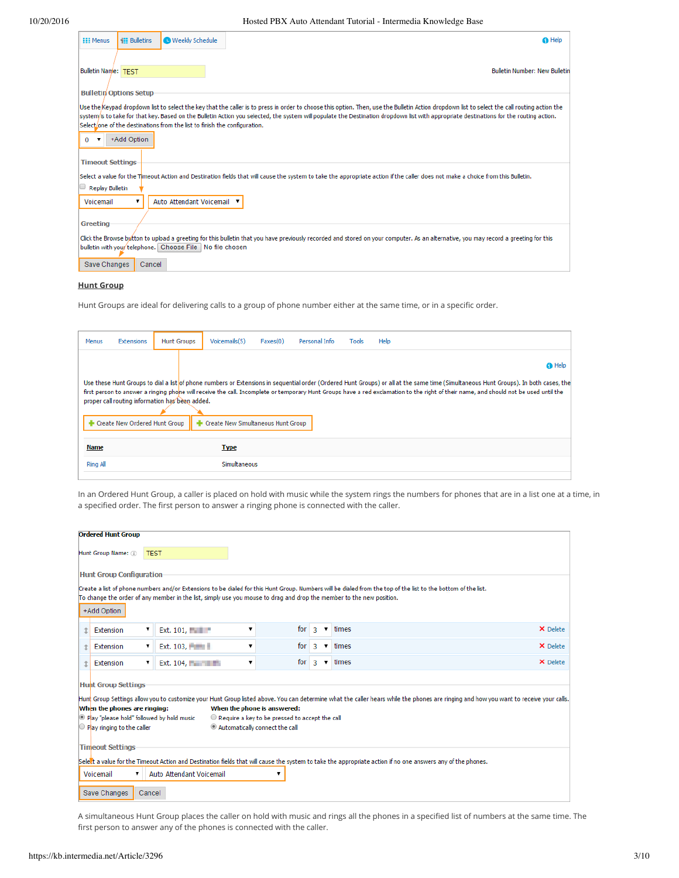Menus | Bulletins | Weekly Schedule | Help

Bulletin Name: TEST

Bulletin Number: New Bulletin

Bulletin Options Setup

Use the Keypad dropdown list to select the key that the caller is to press in order to choose this option. Then, use the Bulletin Action dropdown list to select the call routing action the system's to take for that key. Based on the Bulletin Action you selected, the system will populate the Destination dropdown list with appropriate destinations for the routing action. Select one of the destinations from the list to finish the configuration.

0 | +Add Option

Timeout Settings

Select a value for the Timeout Action and Destination fields that will cause the system to take the appropriate action if the caller does not make a choice from this Bulletin.

Replay Bulletin

Voicemail | Auto Attendant Voicemail

Greeting

Click the Browse button to upload a greeting for this bulletin that you have previously recorded and stored on your computer. As an alternative, you may record a greeting for this bulletin with your telephone. Choose File No file chosen

Save Changes | Cancel

## Hunt Group

Hunt Groups are ideal for delivering calls to a group of phone number either at the same time, or in a specific order.

Menus | Extensions | Hunt Groups | Voicemails(5) | Faxes(0) | Personal Info | Tools | Help

Help

Use these Hunt Groups to dial a list of phone numbers or Extensions in sequential order (Ordered Hunt Groups) or all at the same time (Simultaneous Hunt Groups). In both cases, the first person to answer a ringing phone will receive the call. Incomplete or temporary Hunt Groups have a red exclamation to the right of their name, and should not be used until the proper call routing information has been added.

Create New Ordered Hunt Group | Create New Simultaneous Hunt Group

| Name | Type |
|---|---|
| Ring All | Simultaneous |

In an Ordered Hunt Group, a caller is placed on hold with music while the system rings the numbers for phones that are in a list one at a time, in a specified order. The first person to answer a ringing phone is connected with the caller.

**Ordered Hunt Group**

Hunt Group Name: TEST

Hunt Group Configuration

Create a list of phone numbers and/or Extensions to be dialed for this Hunt Group. Numbers will be dialed from the top of the list to the bottom of the list. To change the order of any member in the list, simply use you mouse to drag and drop the member to the new position.

+Add Option

| | | | | |
|---|---|---|---|---|
| Extension | Ext. 101, | for 3 | times | Delete |
| Extension | Ext. 103, | for 3 | times | Delete |
| Extension | Ext. 104, | for 3 | times | Delete |

Hunt Group Settings

Hunt Group Settings allow you to customize your Hunt Group listed above. You can determine what the caller hears while the phones are ringing and how you want to receive your calls.

**When the phones are ringing:**
- Play "please hold" followed by hold music
- Play ringing to the caller

**When the phone is answered:**
- Require a key to be pressed to accept the call
- Automatically connect the call

Timeout Settings

Select a value for the Timeout Action and Destination fields that will cause the system to take the appropriate action if no one answers any of the phones.

Voicemail | Auto Attendant Voicemail

Save Changes | Cancel

A simultaneous Hunt Group places the caller on hold with music and rings all the phones in a specified list of numbers at the same time. The first person to answer any of the phones is connected with the caller.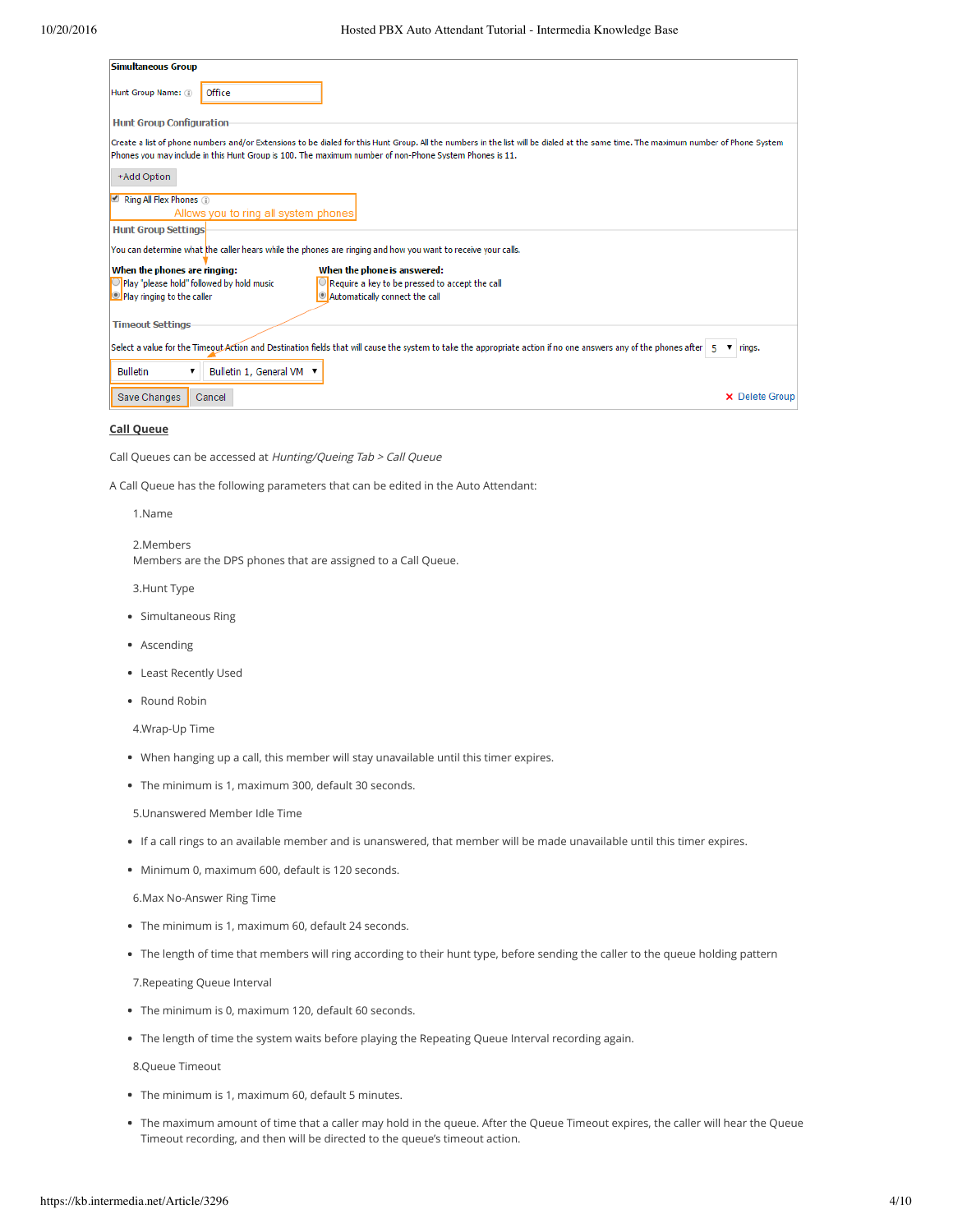Simultaneous Group

Hunt Group Name: Office

Hunt Group Configuration

Create a list of phone numbers and/or Extensions to be dialed for this Hunt Group. All the numbers in the list will be dialed at the same time. The maximum number of Phone System Phones you may include in this Hunt Group is 100. The maximum number of non-Phone System Phones is 11.

+Add Option

Ring All Flex Phones

Allows you to ring all system phones

Hunt Group Settings

You can determine what the caller hears while the phones are ringing and how you want to receive your calls.

**When the phones are ringing:**

- Play "please hold" followed by hold music
- Play ringing to the caller

**When the phone is answered:**

- Require a key to be pressed to accept the call
- Automatically connect the call

Timeout Settings

Select a value for the Timeout Action and Destination fields that will cause the system to take the appropriate action if no one answers any of the phones after 5 rings.

Bulletin | Bulletin 1, General VM

Save Changes | Cancel | Delete Group

## Call Queue

Call Queues can be accessed at *Hunting/Queing Tab > Call Queue*

A Call Queue has the following parameters that can be edited in the Auto Attendant:

1.Name

2.Members
Members are the DPS phones that are assigned to a Call Queue.

3.Hunt Type

- Simultaneous Ring
- Ascending
- Least Recently Used
- Round Robin

4.Wrap-Up Time

- When hanging up a call, this member will stay unavailable until this timer expires.
- The minimum is 1, maximum 300, default 30 seconds.

5.Unanswered Member Idle Time

- If a call rings to an available member and is unanswered, that member will be made unavailable until this timer expires.
- Minimum 0, maximum 600, default is 120 seconds.

6.Max No-Answer Ring Time

- The minimum is 1, maximum 60, default 24 seconds.
- The length of time that members will ring according to their hunt type, before sending the caller to the queue holding pattern

7.Repeating Queue Interval

- The minimum is 0, maximum 120, default 60 seconds.
- The length of time the system waits before playing the Repeating Queue Interval recording again.

8.Queue Timeout

- The minimum is 1, maximum 60, default 5 minutes.
- The maximum amount of time that a caller may hold in the queue. After the Queue Timeout expires, the caller will hear the Queue Timeout recording, and then will be directed to the queue's timeout action.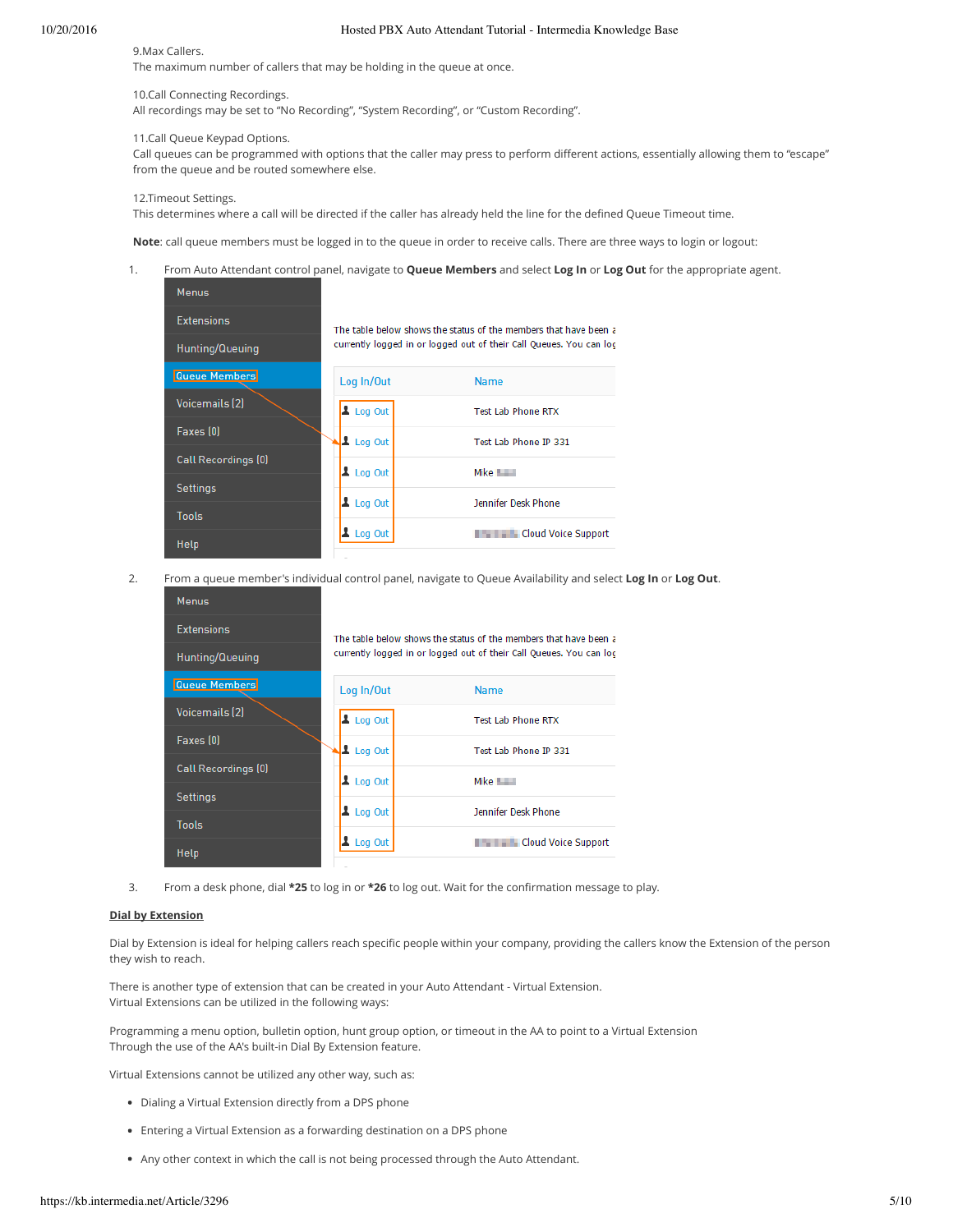9.Max Callers.
The maximum number of callers that may be holding in the queue at once.

10.Call Connecting Recordings.
All recordings may be set to "No Recording", "System Recording", or "Custom Recording".

11.Call Queue Keypad Options.
Call queues can be programmed with options that the caller may press to perform different actions, essentially allowing them to "escape" from the queue and be routed somewhere else.

12.Timeout Settings.
This determines where a call will be directed if the caller has already held the line for the defined Queue Timeout time.

**Note**: call queue members must be logged in to the queue in order to receive calls. There are three ways to login or logout:

1. From Auto Attendant control panel, navigate to **Queue Members** and select **Log In** or **Log Out** for the appropriate agent.

2. From a queue member's individual control panel, navigate to Queue Availability and select **Log In** or **Log Out**.

3. From a desk phone, dial ***25** to log in or ***26** to log out. Wait for the confirmation message to play.

**Dial by Extension**

Dial by Extension is ideal for helping callers reach specific people within your company, providing the callers know the Extension of the person they wish to reach.

There is another type of extension that can be created in your Auto Attendant - Virtual Extension.
Virtual Extensions can be utilized in the following ways:

Programming a menu option, bulletin option, hunt group option, or timeout in the AA to point to a Virtual Extension
Through the use of the AA's built-in Dial By Extension feature.

Virtual Extensions cannot be utilized any other way, such as:

- Dialing a Virtual Extension directly from a DPS phone
- Entering a Virtual Extension as a forwarding destination on a DPS phone
- Any other context in which the call is not being processed through the Auto Attendant.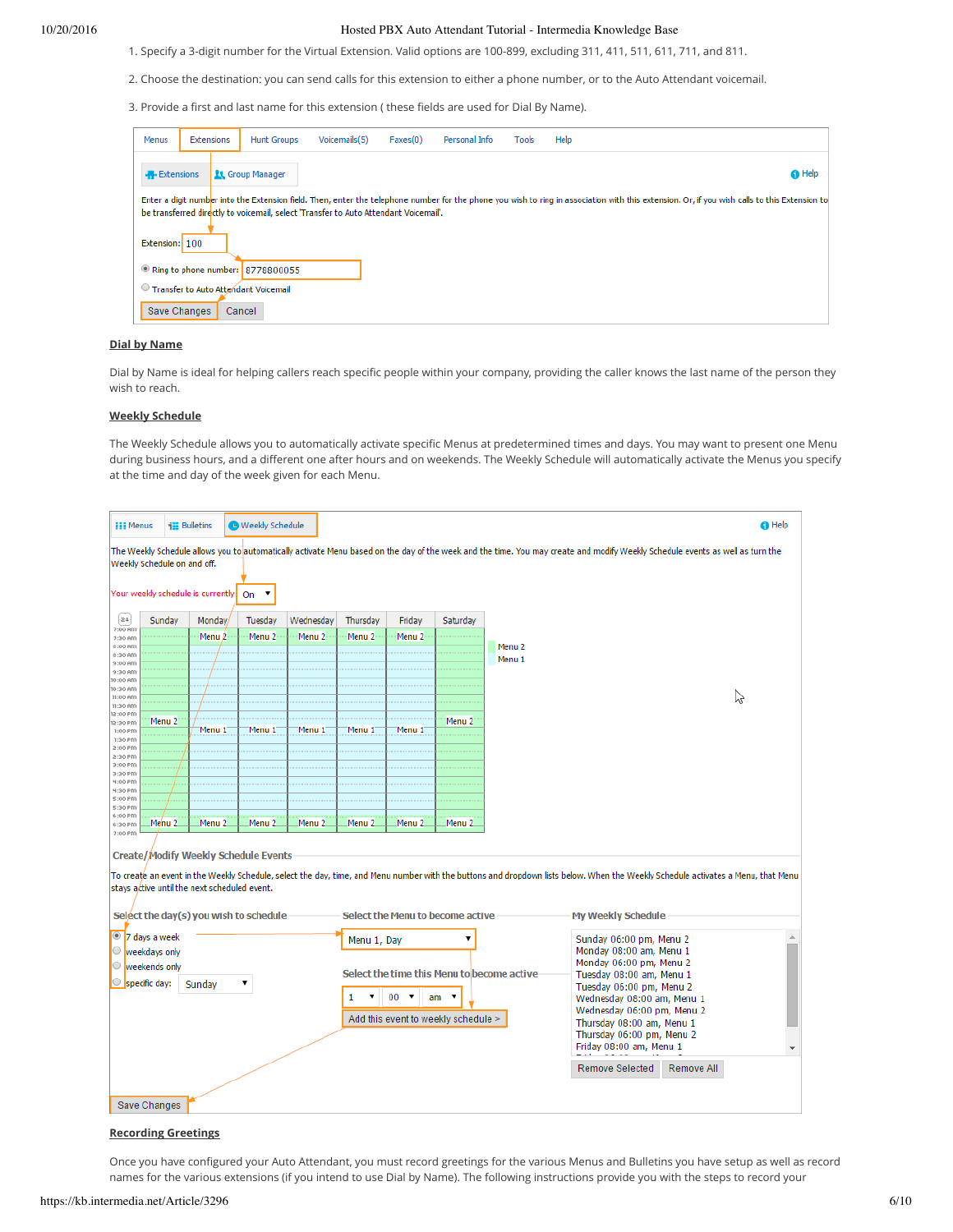1. Specify a 3-digit number for the Virtual Extension. Valid options are 100-899, excluding 311, 411, 511, 611, 711, and 811.

2. Choose the destination: you can send calls for this extension to either a phone number, or to the Auto Attendant voicemail.

3. Provide a first and last name for this extension ( these fields are used for Dial By Name).

Menus | Extensions | Hunt Groups | Voicemails(5) | Faxes(0) | Personal Info | Tools | Help

Extensions | Group Manager | Help

Enter a digit number into the Extension field. Then, enter the telephone number for the phone you wish to ring in association with this extension. Or, if you wish calls to this Extension to be transferred directly to voicemail, select 'Transfer to Auto Attendant Voicemail'.

Extension: 100

Ring to phone number: 8778800055

Transfer to Auto Attendant Voicemail

Save Changes | Cancel

## Dial by Name

Dial by Name is ideal for helping callers reach specific people within your company, providing the caller knows the last name of the person they wish to reach.

## Weekly Schedule

The Weekly Schedule allows you to automatically activate specific Menus at predetermined times and days. You may want to present one Menu during business hours, and a different one after hours and on weekends. The Weekly Schedule will automatically activate the Menus you specify at the time and day of the week given for each Menu.

Menus | Bulletins | Weekly Schedule | Help

The Weekly Schedule allows you to automatically activate Menu based on the day of the week and the time. You may create and modify Weekly Schedule events as well as turn the Weekly Schedule on and off.

Your weekly schedule is currently: On

| | Sunday | Monday | Tuesday | Wednesday | Thursday | Friday | Saturday |
|---|---|---|---|---|---|---|---|
| 7:30 am | | Menu 2 | Menu 2 | Menu 2 | Menu 2 | Menu 2 | |
| 12:30 pm | Menu 2 | Menu 1 | Menu 1 | Menu 1 | Menu 1 | Menu 1 | Menu 2 |
| 6:30 pm | Menu 2 | Menu 2 | Menu 2 | Menu 2 | Menu 2 | Menu 2 | Menu 2 |

Menu 2
Menu 1

### Create/Modify Weekly Schedule Events

To create an event in the Weekly Schedule, select the day, time, and Menu number with the buttons and dropdown lists below. When the Weekly Schedule activates a Menu, that Menu stays active until the next scheduled event.

**Select the day(s) you wish to schedule**

- 7 days a week
- weekdays only
- weekends only
- specific day: Sunday

**Select the Menu to become active**

Menu 1, Day

**Select the time this Menu to become active**

1 : 00 am

Add this event to weekly schedule >

**My Weekly Schedule**

Sunday 06:00 pm, Menu 2
Monday 08:00 am, Menu 1
Monday 06:00 pm, Menu 2
Tuesday 08:00 am, Menu 1
Tuesday 06:00 pm, Menu 2
Wednesday 08:00 am, Menu 1
Wednesday 06:00 pm, Menu 2
Thursday 08:00 am, Menu 1
Thursday 06:00 pm, Menu 2
Friday 08:00 am, Menu 1

Remove Selected | Remove All

Save Changes

## Recording Greetings

Once you have configured your Auto Attendant, you must record greetings for the various Menus and Bulletins you have setup as well as record names for the various extensions (if you intend to use Dial by Name). The following instructions provide you with the steps to record your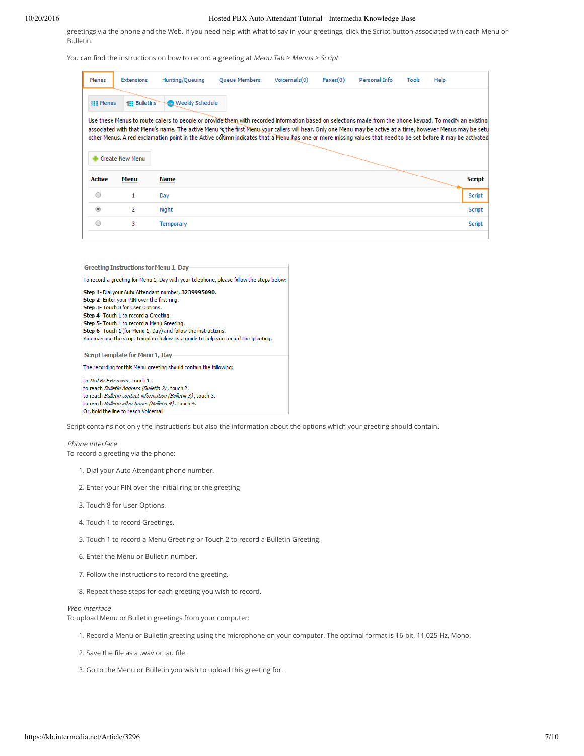greetings via the phone and the Web. If you need help with what to say in your greetings, click the Script button associated with each Menu or Bulletin.

You can find the instructions on how to record a greeting at *Menu Tab > Menus > Script*

Menus | Extensions | Hunting/Queuing | Queue Members | Voicemails(0) | Faxes(0) | Personal Info | Tools | Help

Menus | Bulletins | Weekly Schedule

Use these Menus to route callers to people or provide them with recorded information based on selections made from the phone keypad. To modify an existing associated with that Menu's name. The active Menu is the first Menu your callers will hear. Only one Menu may be active at a time, however Menus may be setu other Menus. A red exclamation point in the Active column indicates that a Menu has one or more missing values that need to be set before it may be activated

Create New Menu

| Active | Menu | Name | Script |
|---|---|---|---|
| ○ | 1 | Day | Script |
| ◉ | 2 | Night | Script |
| ○ | 3 | Temporary | Script |

**Greeting Instructions for Menu 1, Day**

To record a greeting for Menu 1, Day with your telephone, please follow the steps below:

**Step 1**- Dial your Auto Attendant number, **3239995090**.
**Step 2**- Enter your PIN over the first ring.
**Step 3**- Touch 8 for User Options.
**Step 4**- Touch 1 to record a Greeting.
**Step 5**- Touch 1 to record a Menu Greeting.
**Step 6**- Touch 1 (for Menu 1, Day) and follow the instructions.
You may use the script template below as a guide to help you record the greeting.

**Script template for Menu 1, Day**

The recording for this Menu greeting should contain the following:

to *Dial By Extension*, touch 1.
to reach *Bulletin Address (Bulletin 2)*, touch 2.
to reach *Bulletin contact information (Bulletin 3)*, touch 3.
to reach *Bulletin after hours (Bulletin 4)*, touch 4.
Or, hold the line to reach Voicemail

Script contains not only the instructions but also the information about the options which your greeting should contain.

*Phone Interface*
To record a greeting via the phone:

1. Dial your Auto Attendant phone number.
2. Enter your PIN over the initial ring or the greeting
3. Touch 8 for User Options.
4. Touch 1 to record Greetings.
5. Touch 1 to record a Menu Greeting or Touch 2 to record a Bulletin Greeting.
6. Enter the Menu or Bulletin number.
7. Follow the instructions to record the greeting.
8. Repeat these steps for each greeting you wish to record.

*Web Interface*
To upload Menu or Bulletin greetings from your computer:

1. Record a Menu or Bulletin greeting using the microphone on your computer. The optimal format is 16-bit, 11,025 Hz, Mono.
2. Save the file as a .wav or .au file.
3. Go to the Menu or Bulletin you wish to upload this greeting for.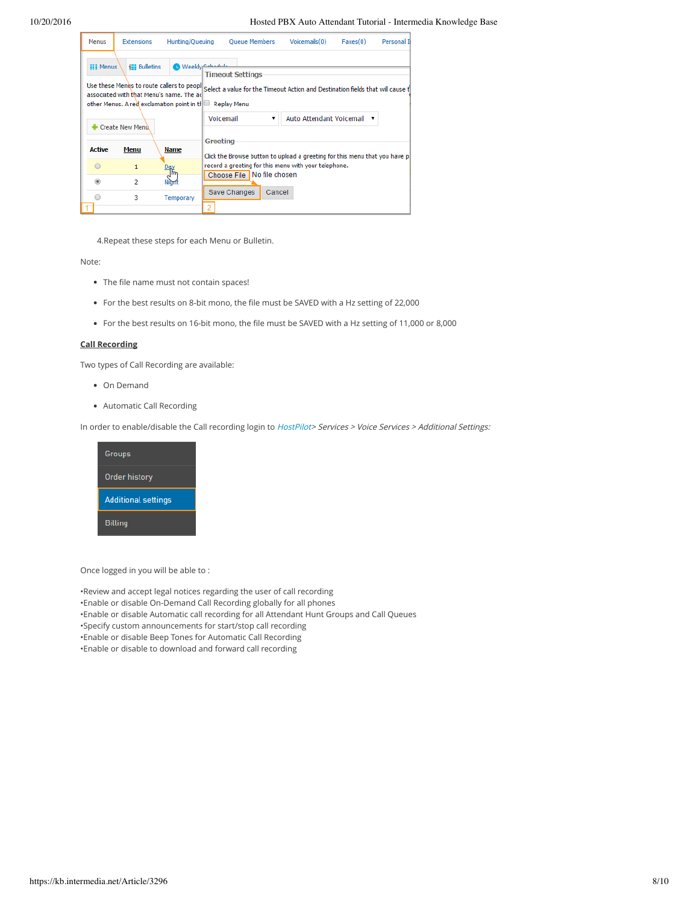4.Repeat these steps for each Menu or Bulletin.

Note:

- The file name must not contain spaces!
- For the best results on 8-bit mono, the file must be SAVED with a Hz setting of 22,000
- For the best results on 16-bit mono, the file must be SAVED with a Hz setting of 11,000 or 8,000

## Call Recording

Two types of Call Recording are available:

- On Demand
- Automatic Call Recording

In order to enable/disable the Call recording login to *HostPilot> Services > Voice Services > Additional Settings:*

Once logged in you will be able to :

•Review and accept legal notices regarding the user of call recording
•Enable or disable On-Demand Call Recording globally for all phones
•Enable or disable Automatic call recording for all Attendant Hunt Groups and Call Queues
•Specify custom announcements for start/stop call recording
•Enable or disable Beep Tones for Automatic Call Recording
•Enable or disable to download and forward call recording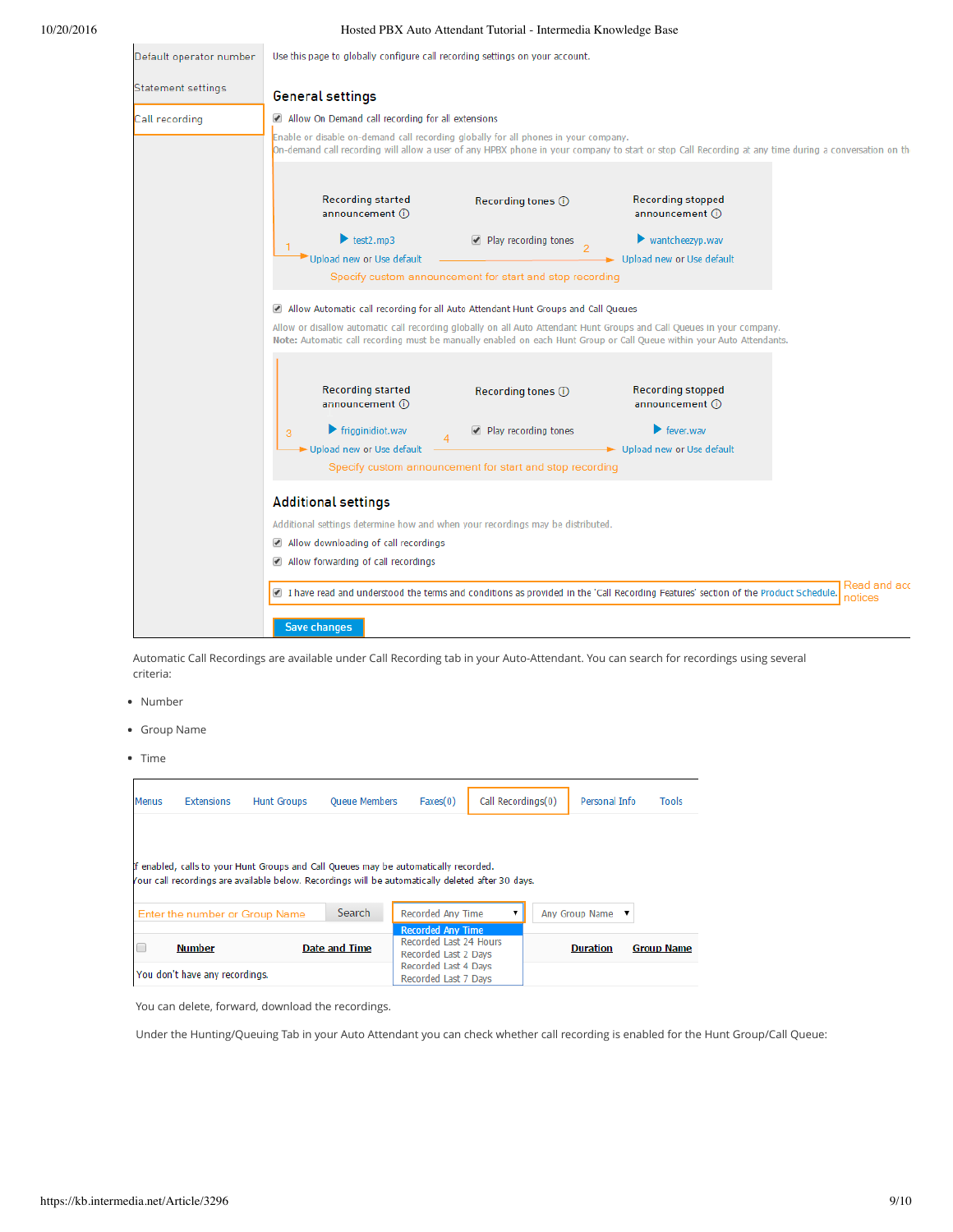Default operator number

Statement settings

Call recording

Use this page to globally configure call recording settings on your account.

## General settings

☑ Allow On Demand call recording for all extensions

Enable or disable on-demand call recording globally for all phones in your company.
On-demand call recording will allow a user of any HPBX phone in your company to start or stop Call Recording at any time during a conversation on th

| Recording started announcement ⓘ | Recording tones ⓘ | Recording stopped announcement ⓘ |
| --- | --- | --- |
| ▶ test2.mp3 | ☑ Play recording tones | ▶ wantcheezyp.wav |
| Upload new or Use default | | Upload new or Use default |

1 2

Specify custom announcement for start and stop recording

☑ Allow Automatic call recording for all Auto Attendant Hunt Groups and Call Queues

Allow or disallow automatic call recording globally on all Auto Attendant Hunt Groups and Call Queues in your company.
**Note:** Automatic call recording must be manually enabled on each Hunt Group or Call Queue within your Auto Attendants.

| Recording started announcement ⓘ | Recording tones ⓘ | Recording stopped announcement ⓘ |
| --- | --- | --- |
| ▶ frigginidiot.wav | ☑ Play recording tones | ▶ fever.wav |
| Upload new or Use default | | Upload new or Use default |

3 4

Specify custom announcement for start and stop recording

## Additional settings

Additional settings determine how and when your recordings may be distributed.

☑ Allow downloading of call recordings

☑ Allow forwarding of call recordings

☑ I have read and understood the terms and conditions as provided in the 'Call Recording Features' section of the Product Schedule.

Read and acc notices

Save changes

Automatic Call Recordings are available under Call Recording tab in your Auto-Attendant. You can search for recordings using several criteria:

- Number
- Group Name
- Time

Menus | Extensions | Hunt Groups | Queue Members | Faxes(0) | Call Recordings(0) | Personal Info | Tools

f enabled, calls to your Hunt Groups and Call Queues may be automatically recorded.
our call recordings are available below. Recordings will be automatically deleted after 30 days.

Enter the number or Group Name | Search | Recorded Any Time ▾ | Any Group Name ▾

Recorded Any Time
Recorded Last 24 Hours
Recorded Last 2 Days
Recorded Last 4 Days
Recorded Last 7 Days

| ☐ | Number | Date and Time | Duration | Group Name |
| --- | --- | --- | --- | --- |
| You don't have any recordings. | | | | |

You can delete, forward, download the recordings.

Under the Hunting/Queuing Tab in your Auto Attendant you can check whether call recording is enabled for the Hunt Group/Call Queue: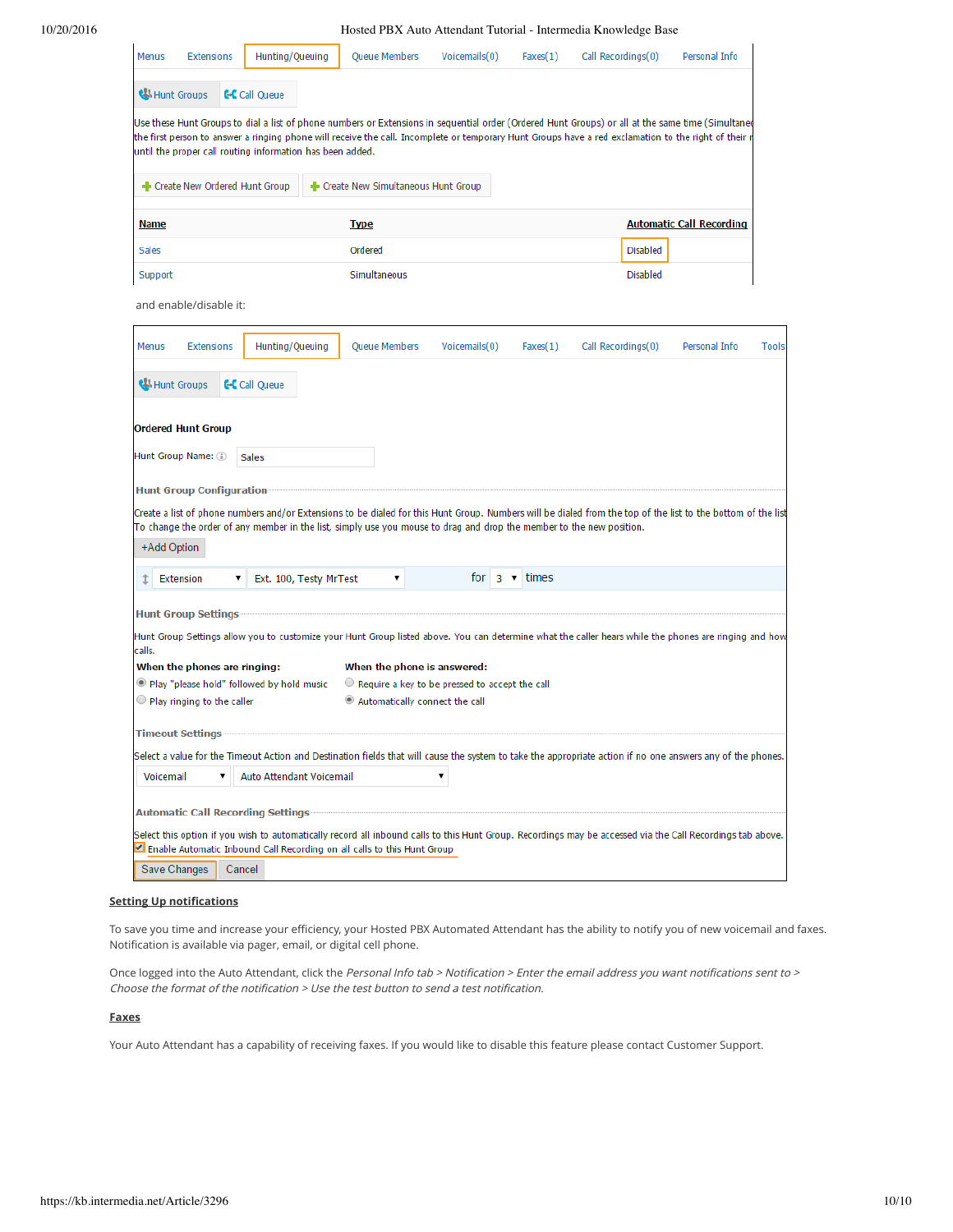Menus | Extensons | Hunting/Queuing | Queue Members | Voicemails(0) | Faxes(1) | Call Recordings(0) | Personal Info

Hunt Groups | Call Queue

Use these Hunt Groups to dial a list of phone numbers or Extensions in sequential order (Ordered Hunt Groups) or all at the same time (Simultane the first person to answer a ringing phone will receive the call. Incomplete or temporary Hunt Groups have a red exclamation to the right of their r until the proper call routing information has been added.

Create New Ordered Hunt Group | Create New Simultaneous Hunt Group

| Name | Type | Automatic Call Recording |
| --- | --- | --- |
| Sales | Ordered | Disabled |
| Support | Simultaneous | Disabled |

and enable/disable it:

Menus | Extensons | Hunting/Queuing | Queue Members | Voicemails(0) | Faxes(1) | Call Recordings(0) | Personal Info | Tools

Hunt Groups | Call Queue

**Ordered Hunt Group**

Hunt Group Name: Sales

**Hunt Group Configuration**

Create a list of phone numbers and/or Extensions to be dialed for this Hunt Group. Numbers will be dialed from the top of the list to the bottom of the list
To change the order of any member in the list, simply use you mouse to drag and drop the member to the new position.

+Add Option

Extension | Ext. 100, Testy MrTest | for 3 times

**Hunt Group Settings**

Hunt Group Settings allow you to customize your Hunt Group listed above. You can determine what the caller hears while the phones are ringing and how calls.

**When the phones are ringing:**
- Play "please hold" followed by hold music
- Play ringing to the caller

**When the phone is answered:**
- Require a key to be pressed to accept the call
- Automatically connect the call

**Timeout Settings**

Select a value for the Timeout Action and Destination fields that will cause the system to take the appropriate action if no one answers any of the phones.

Voicemail | Auto Attendant Voicemail

**Automatic Call Recording Settings**

Select this option if you wish to automatically record all inbound calls to this Hunt Group. Recordings may be accessed via the Call Recordings tab above.

- [x] Enable Automatic Inbound Call Recording on all calls to this Hunt Group

Save Changes | Cancel

## Setting Up notifications

To save you time and increase your efficiency, your Hosted PBX Automated Attendant has the ability to notify you of new voicemail and faxes. Notification is available via pager, email, or digital cell phone.

Once logged into the Auto Attendant, click the *Personal Info tab > Notification > Enter the email address you want notifications sent to > Choose the format of the notification > Use the test button to send a test notification.*

## Faxes

Your Auto Attendant has a capability of receiving faxes. If you would like to disable this feature please contact Customer Support.